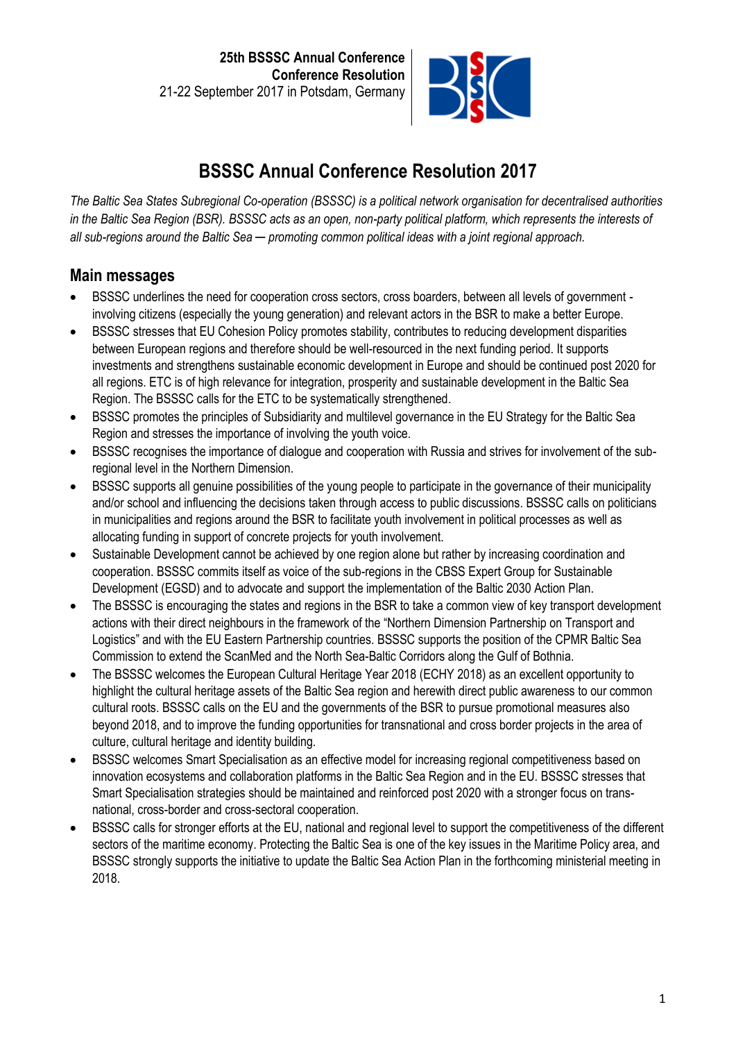**25th BSSSC Annual Conference**
**Conference Resolution**
21-22 September 2017 in Potsdam, Germany

# BSSSC Annual Conference Resolution 2017

*The Baltic Sea States Subregional Co-operation (BSSSC) is a political network organisation for decentralised authorities in the Baltic Sea Region (BSR). BSSSC acts as an open, non-party political platform, which represents the interests of all sub-regions around the Baltic Sea — promoting common political ideas with a joint regional approach.*

## Main messages

- BSSSC underlines the need for cooperation cross sectors, cross boarders, between all levels of government - involving citizens (especially the young generation) and relevant actors in the BSR to make a better Europe.
- BSSSC stresses that EU Cohesion Policy promotes stability, contributes to reducing development disparities between European regions and therefore should be well-resourced in the next funding period. It supports investments and strengthens sustainable economic development in Europe and should be continued post 2020 for all regions. ETC is of high relevance for integration, prosperity and sustainable development in the Baltic Sea Region. The BSSSC calls for the ETC to be systematically strengthened.
- BSSSC promotes the principles of Subsidiarity and multilevel governance in the EU Strategy for the Baltic Sea Region and stresses the importance of involving the youth voice.
- BSSSC recognises the importance of dialogue and cooperation with Russia and strives for involvement of the sub-regional level in the Northern Dimension.
- BSSSC supports all genuine possibilities of the young people to participate in the governance of their municipality and/or school and influencing the decisions taken through access to public discussions. BSSSC calls on politicians in municipalities and regions around the BSR to facilitate youth involvement in political processes as well as allocating funding in support of concrete projects for youth involvement.
- Sustainable Development cannot be achieved by one region alone but rather by increasing coordination and cooperation. BSSSC commits itself as voice of the sub-regions in the CBSS Expert Group for Sustainable Development (EGSD) and to advocate and support the implementation of the Baltic 2030 Action Plan.
- The BSSSC is encouraging the states and regions in the BSR to take a common view of key transport development actions with their direct neighbours in the framework of the "Northern Dimension Partnership on Transport and Logistics" and with the EU Eastern Partnership countries. BSSSC supports the position of the CPMR Baltic Sea Commission to extend the ScanMed and the North Sea-Baltic Corridors along the Gulf of Bothnia.
- The BSSSC welcomes the European Cultural Heritage Year 2018 (ECHY 2018) as an excellent opportunity to highlight the cultural heritage assets of the Baltic Sea region and herewith direct public awareness to our common cultural roots. BSSSC calls on the EU and the governments of the BSR to pursue promotional measures also beyond 2018, and to improve the funding opportunities for transnational and cross border projects in the area of culture, cultural heritage and identity building.
- BSSSC welcomes Smart Specialisation as an effective model for increasing regional competitiveness based on innovation ecosystems and collaboration platforms in the Baltic Sea Region and in the EU. BSSSC stresses that Smart Specialisation strategies should be maintained and reinforced post 2020 with a stronger focus on trans-national, cross-border and cross-sectoral cooperation.
- BSSSC calls for stronger efforts at the EU, national and regional level to support the competitiveness of the different sectors of the maritime economy. Protecting the Baltic Sea is one of the key issues in the Maritime Policy area, and BSSSC strongly supports the initiative to update the Baltic Sea Action Plan in the forthcoming ministerial meeting in 2018.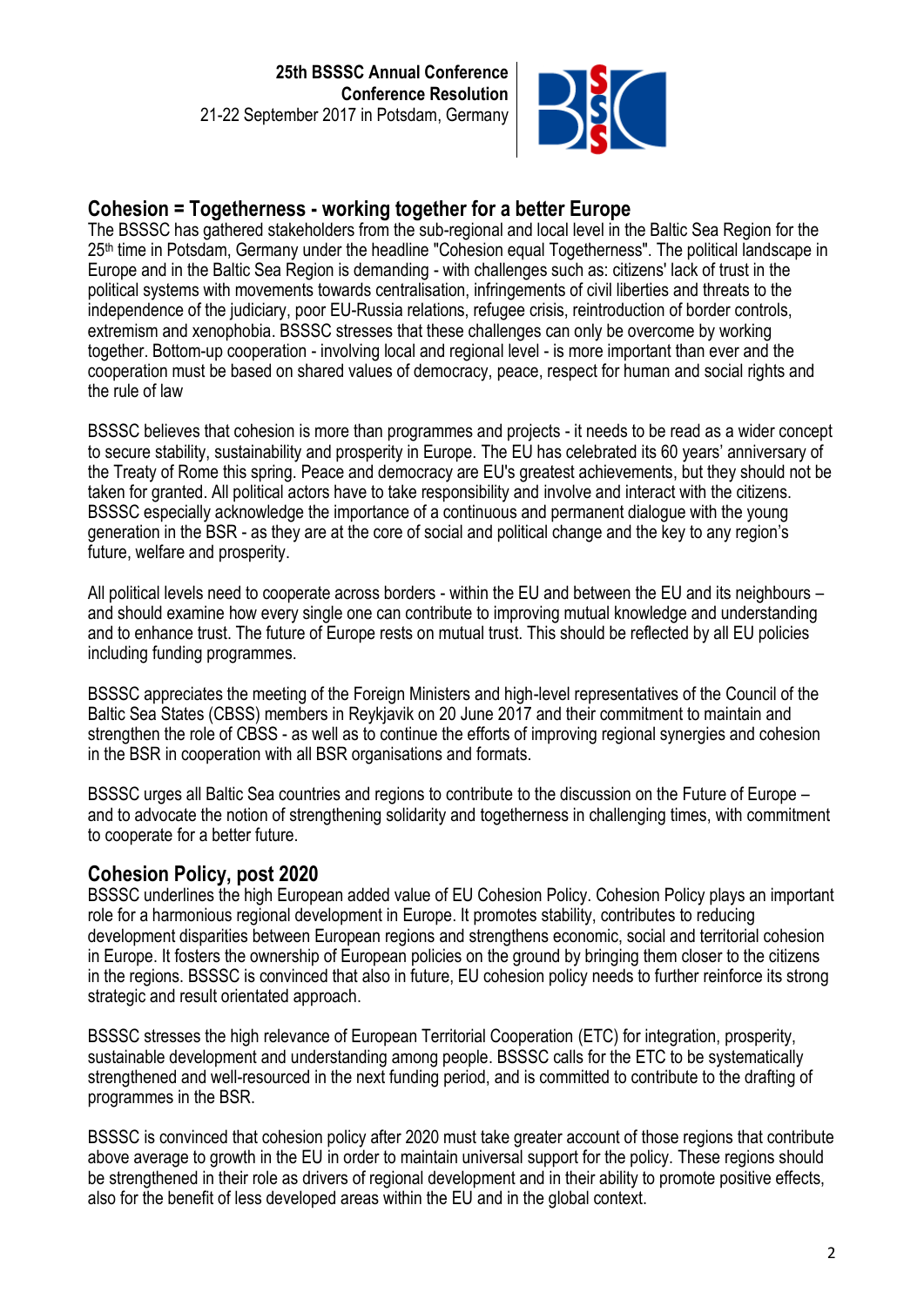## Cohesion = Togetherness - working together for a better Europe

The BSSSC has gathered stakeholders from the sub-regional and local level in the Baltic Sea Region for the 25th time in Potsdam, Germany under the headline "Cohesion equal Togetherness". The political landscape in Europe and in the Baltic Sea Region is demanding - with challenges such as: citizens' lack of trust in the political systems with movements towards centralisation, infringements of civil liberties and threats to the independence of the judiciary, poor EU-Russia relations, refugee crisis, reintroduction of border controls, extremism and xenophobia. BSSSC stresses that these challenges can only be overcome by working together. Bottom-up cooperation - involving local and regional level - is more important than ever and the cooperation must be based on shared values of democracy, peace, respect for human and social rights and the rule of law

BSSSC believes that cohesion is more than programmes and projects - it needs to be read as a wider concept to secure stability, sustainability and prosperity in Europe. The EU has celebrated its 60 years' anniversary of the Treaty of Rome this spring. Peace and democracy are EU's greatest achievements, but they should not be taken for granted. All political actors have to take responsibility and involve and interact with the citizens. BSSSC especially acknowledge the importance of a continuous and permanent dialogue with the young generation in the BSR - as they are at the core of social and political change and the key to any region's future, welfare and prosperity.

All political levels need to cooperate across borders - within the EU and between the EU and its neighbours – and should examine how every single one can contribute to improving mutual knowledge and understanding and to enhance trust. The future of Europe rests on mutual trust. This should be reflected by all EU policies including funding programmes.

BSSSC appreciates the meeting of the Foreign Ministers and high-level representatives of the Council of the Baltic Sea States (CBSS) members in Reykjavik on 20 June 2017 and their commitment to maintain and strengthen the role of CBSS - as well as to continue the efforts of improving regional synergies and cohesion in the BSR in cooperation with all BSR organisations and formats.

BSSSC urges all Baltic Sea countries and regions to contribute to the discussion on the Future of Europe – and to advocate the notion of strengthening solidarity and togetherness in challenging times, with commitment to cooperate for a better future.

## Cohesion Policy, post 2020

BSSSC underlines the high European added value of EU Cohesion Policy. Cohesion Policy plays an important role for a harmonious regional development in Europe. It promotes stability, contributes to reducing development disparities between European regions and strengthens economic, social and territorial cohesion in Europe. It fosters the ownership of European policies on the ground by bringing them closer to the citizens in the regions. BSSSC is convinced that also in future, EU cohesion policy needs to further reinforce its strong strategic and result orientated approach.

BSSSC stresses the high relevance of European Territorial Cooperation (ETC) for integration, prosperity, sustainable development and understanding among people. BSSSC calls for the ETC to be systematically strengthened and well-resourced in the next funding period, and is committed to contribute to the drafting of programmes in the BSR.

BSSSC is convinced that cohesion policy after 2020 must take greater account of those regions that contribute above average to growth in the EU in order to maintain universal support for the policy. These regions should be strengthened in their role as drivers of regional development and in their ability to promote positive effects, also for the benefit of less developed areas within the EU and in the global context.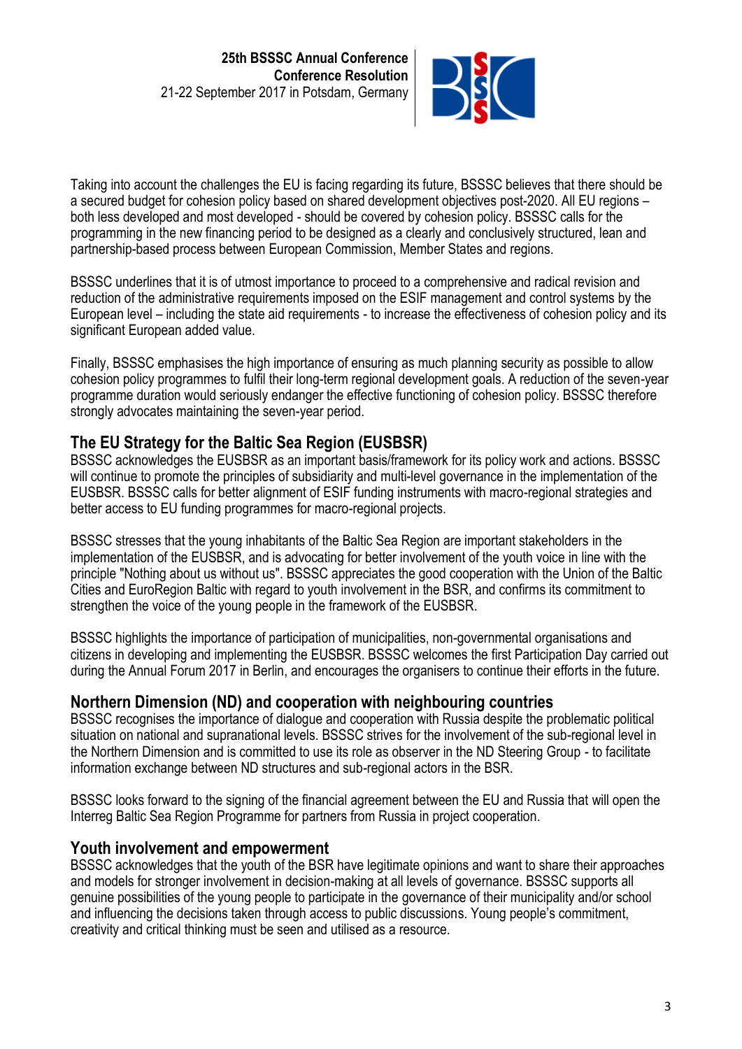Taking into account the challenges the EU is facing regarding its future, BSSSC believes that there should be a secured budget for cohesion policy based on shared development objectives post-2020. All EU regions – both less developed and most developed - should be covered by cohesion policy. BSSSC calls for the programming in the new financing period to be designed as a clearly and conclusively structured, lean and partnership-based process between European Commission, Member States and regions.

BSSSC underlines that it is of utmost importance to proceed to a comprehensive and radical revision and reduction of the administrative requirements imposed on the ESIF management and control systems by the European level – including the state aid requirements - to increase the effectiveness of cohesion policy and its significant European added value.

Finally, BSSSC emphasises the high importance of ensuring as much planning security as possible to allow cohesion policy programmes to fulfil their long-term regional development goals. A reduction of the seven-year programme duration would seriously endanger the effective functioning of cohesion policy. BSSSC therefore strongly advocates maintaining the seven-year period.

## The EU Strategy for the Baltic Sea Region (EUSBSR)

BSSSC acknowledges the EUSBSR as an important basis/framework for its policy work and actions. BSSSC will continue to promote the principles of subsidiarity and multi-level governance in the implementation of the EUSBSR. BSSSC calls for better alignment of ESIF funding instruments with macro-regional strategies and better access to EU funding programmes for macro-regional projects.

BSSSC stresses that the young inhabitants of the Baltic Sea Region are important stakeholders in the implementation of the EUSBSR, and is advocating for better involvement of the youth voice in line with the principle "Nothing about us without us". BSSSC appreciates the good cooperation with the Union of the Baltic Cities and EuroRegion Baltic with regard to youth involvement in the BSR, and confirms its commitment to strengthen the voice of the young people in the framework of the EUSBSR.

BSSSC highlights the importance of participation of municipalities, non-governmental organisations and citizens in developing and implementing the EUSBSR. BSSSC welcomes the first Participation Day carried out during the Annual Forum 2017 in Berlin, and encourages the organisers to continue their efforts in the future.

## Northern Dimension (ND) and cooperation with neighbouring countries

BSSSC recognises the importance of dialogue and cooperation with Russia despite the problematic political situation on national and supranational levels. BSSSC strives for the involvement of the sub-regional level in the Northern Dimension and is committed to use its role as observer in the ND Steering Group - to facilitate information exchange between ND structures and sub-regional actors in the BSR.

BSSSC looks forward to the signing of the financial agreement between the EU and Russia that will open the Interreg Baltic Sea Region Programme for partners from Russia in project cooperation.

## Youth involvement and empowerment

BSSSC acknowledges that the youth of the BSR have legitimate opinions and want to share their approaches and models for stronger involvement in decision-making at all levels of governance. BSSSC supports all genuine possibilities of the young people to participate in the governance of their municipality and/or school and influencing the decisions taken through access to public discussions. Young people's commitment, creativity and critical thinking must be seen and utilised as a resource.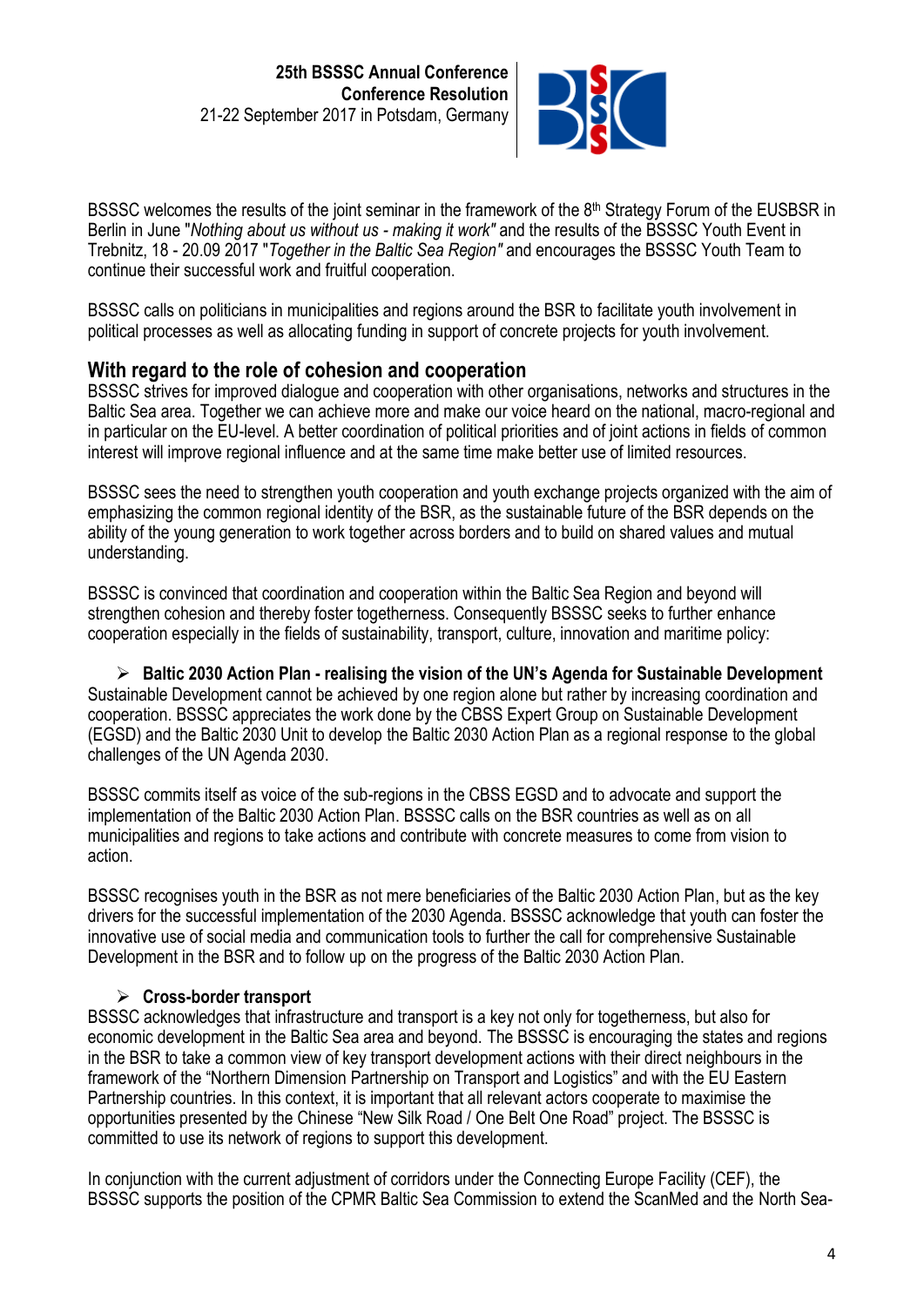BSSSC welcomes the results of the joint seminar in the framework of the 8th Strategy Forum of the EUSBSR in Berlin in June "*Nothing about us without us - making it work"* and the results of the BSSSC Youth Event in Trebnitz, 18 - 20.09 2017 "*Together in the Baltic Sea Region"* and encourages the BSSSC Youth Team to continue their successful work and fruitful cooperation.

BSSSC calls on politicians in municipalities and regions around the BSR to facilitate youth involvement in political processes as well as allocating funding in support of concrete projects for youth involvement.

## With regard to the role of cohesion and cooperation

BSSSC strives for improved dialogue and cooperation with other organisations, networks and structures in the Baltic Sea area. Together we can achieve more and make our voice heard on the national, macro-regional and in particular on the EU-level. A better coordination of political priorities and of joint actions in fields of common interest will improve regional influence and at the same time make better use of limited resources.

BSSSC sees the need to strengthen youth cooperation and youth exchange projects organized with the aim of emphasizing the common regional identity of the BSR, as the sustainable future of the BSR depends on the ability of the young generation to work together across borders and to build on shared values and mutual understanding.

BSSSC is convinced that coordination and cooperation within the Baltic Sea Region and beyond will strengthen cohesion and thereby foster togetherness. Consequently BSSSC seeks to further enhance cooperation especially in the fields of sustainability, transport, culture, innovation and maritime policy:

- **Baltic 2030 Action Plan - realising the vision of the UN's Agenda for Sustainable Development**

Sustainable Development cannot be achieved by one region alone but rather by increasing coordination and cooperation. BSSSC appreciates the work done by the CBSS Expert Group on Sustainable Development (EGSD) and the Baltic 2030 Unit to develop the Baltic 2030 Action Plan as a regional response to the global challenges of the UN Agenda 2030.

BSSSC commits itself as voice of the sub-regions in the CBSS EGSD and to advocate and support the implementation of the Baltic 2030 Action Plan. BSSSC calls on the BSR countries as well as on all municipalities and regions to take actions and contribute with concrete measures to come from vision to action.

BSSSC recognises youth in the BSR as not mere beneficiaries of the Baltic 2030 Action Plan, but as the key drivers for the successful implementation of the 2030 Agenda. BSSSC acknowledge that youth can foster the innovative use of social media and communication tools to further the call for comprehensive Sustainable Development in the BSR and to follow up on the progress of the Baltic 2030 Action Plan.

- **Cross-border transport**

BSSSC acknowledges that infrastructure and transport is a key not only for togetherness, but also for economic development in the Baltic Sea area and beyond. The BSSSC is encouraging the states and regions in the BSR to take a common view of key transport development actions with their direct neighbours in the framework of the "Northern Dimension Partnership on Transport and Logistics" and with the EU Eastern Partnership countries. In this context, it is important that all relevant actors cooperate to maximise the opportunities presented by the Chinese "New Silk Road / One Belt One Road" project. The BSSSC is committed to use its network of regions to support this development.

In conjunction with the current adjustment of corridors under the Connecting Europe Facility (CEF), the BSSSC supports the position of the CPMR Baltic Sea Commission to extend the ScanMed and the North Sea-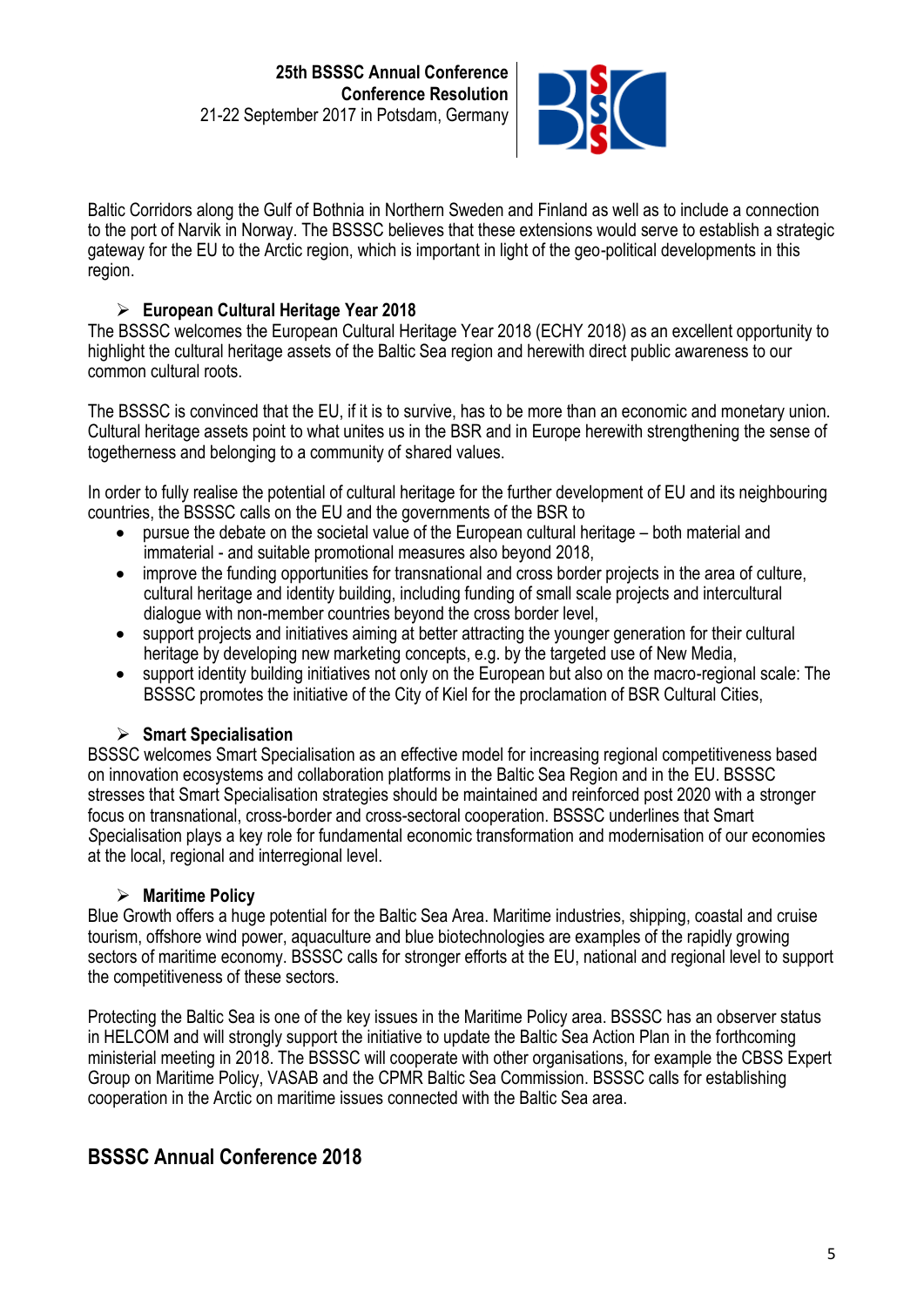Baltic Corridors along the Gulf of Bothnia in Northern Sweden and Finland as well as to include a connection to the port of Narvik in Norway. The BSSSC believes that these extensions would serve to establish a strategic gateway for the EU to the Arctic region, which is important in light of the geo-political developments in this region.

### European Cultural Heritage Year 2018

The BSSSC welcomes the European Cultural Heritage Year 2018 (ECHY 2018) as an excellent opportunity to highlight the cultural heritage assets of the Baltic Sea region and herewith direct public awareness to our common cultural roots.

The BSSSC is convinced that the EU, if it is to survive, has to be more than an economic and monetary union. Cultural heritage assets point to what unites us in the BSR and in Europe herewith strengthening the sense of togetherness and belonging to a community of shared values.

In order to fully realise the potential of cultural heritage for the further development of EU and its neighbouring countries, the BSSSC calls on the EU and the governments of the BSR to

- pursue the debate on the societal value of the European cultural heritage – both material and immaterial - and suitable promotional measures also beyond 2018,
- improve the funding opportunities for transnational and cross border projects in the area of culture, cultural heritage and identity building, including funding of small scale projects and intercultural dialogue with non-member countries beyond the cross border level,
- support projects and initiatives aiming at better attracting the younger generation for their cultural heritage by developing new marketing concepts, e.g. by the targeted use of New Media,
- support identity building initiatives not only on the European but also on the macro-regional scale: The BSSSC promotes the initiative of the City of Kiel for the proclamation of BSR Cultural Cities,

### Smart Specialisation

BSSSC welcomes Smart Specialisation as an effective model for increasing regional competitiveness based on innovation ecosystems and collaboration platforms in the Baltic Sea Region and in the EU. BSSSC stresses that Smart Specialisation strategies should be maintained and reinforced post 2020 with a stronger focus on transnational, cross-border and cross-sectoral cooperation. BSSSC underlines that Smart *S*pecialisation plays a key role for fundamental economic transformation and modernisation of our economies at the local, regional and interregional level.

### Maritime Policy

Blue Growth offers a huge potential for the Baltic Sea Area. Maritime industries, shipping, coastal and cruise tourism, offshore wind power, aquaculture and blue biotechnologies are examples of the rapidly growing sectors of maritime economy. BSSSC calls for stronger efforts at the EU, national and regional level to support the competitiveness of these sectors.

Protecting the Baltic Sea is one of the key issues in the Maritime Policy area. BSSSC has an observer status in HELCOM and will strongly support the initiative to update the Baltic Sea Action Plan in the forthcoming ministerial meeting in 2018. The BSSSC will cooperate with other organisations, for example the CBSS Expert Group on Maritime Policy, VASAB and the CPMR Baltic Sea Commission. BSSSC calls for establishing cooperation in the Arctic on maritime issues connected with the Baltic Sea area.

## BSSSC Annual Conference 2018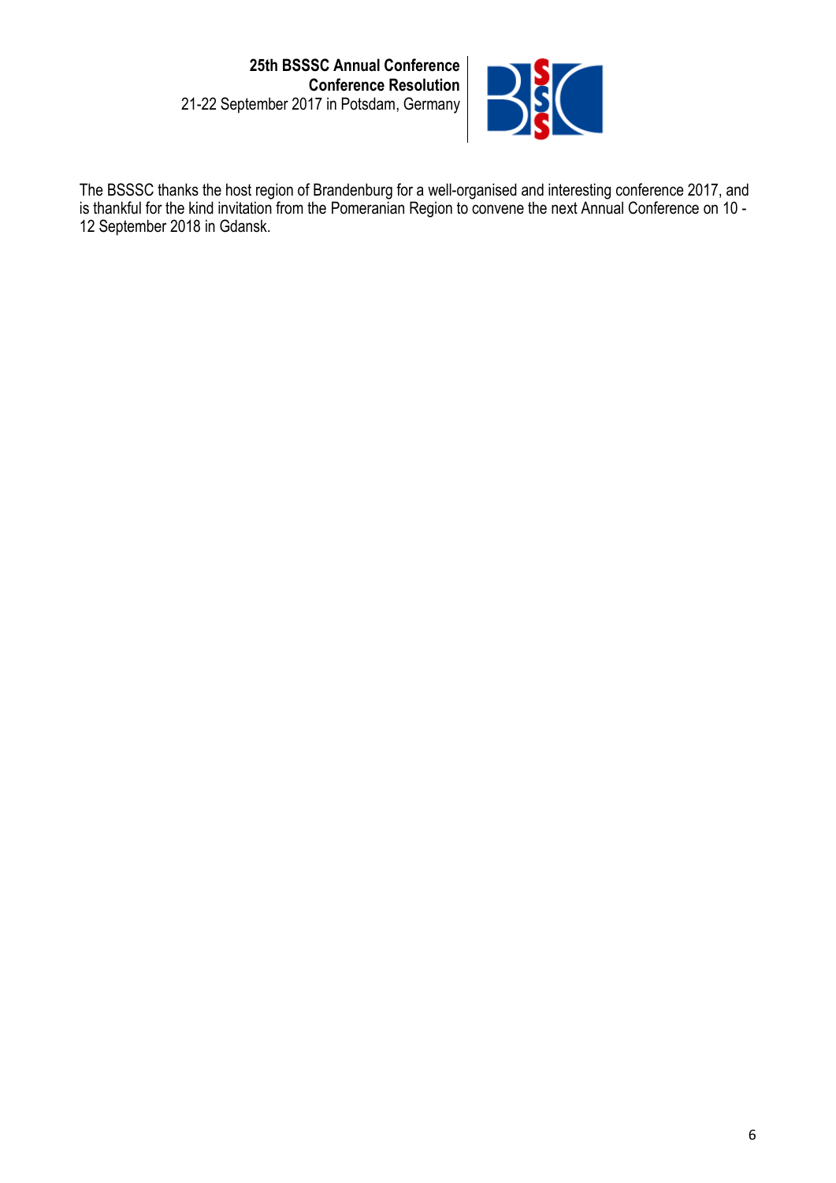The BSSSC thanks the host region of Brandenburg for a well-organised and interesting conference 2017, and is thankful for the kind invitation from the Pomeranian Region to convene the next Annual Conference on 10 - 12 September 2018 in Gdansk.